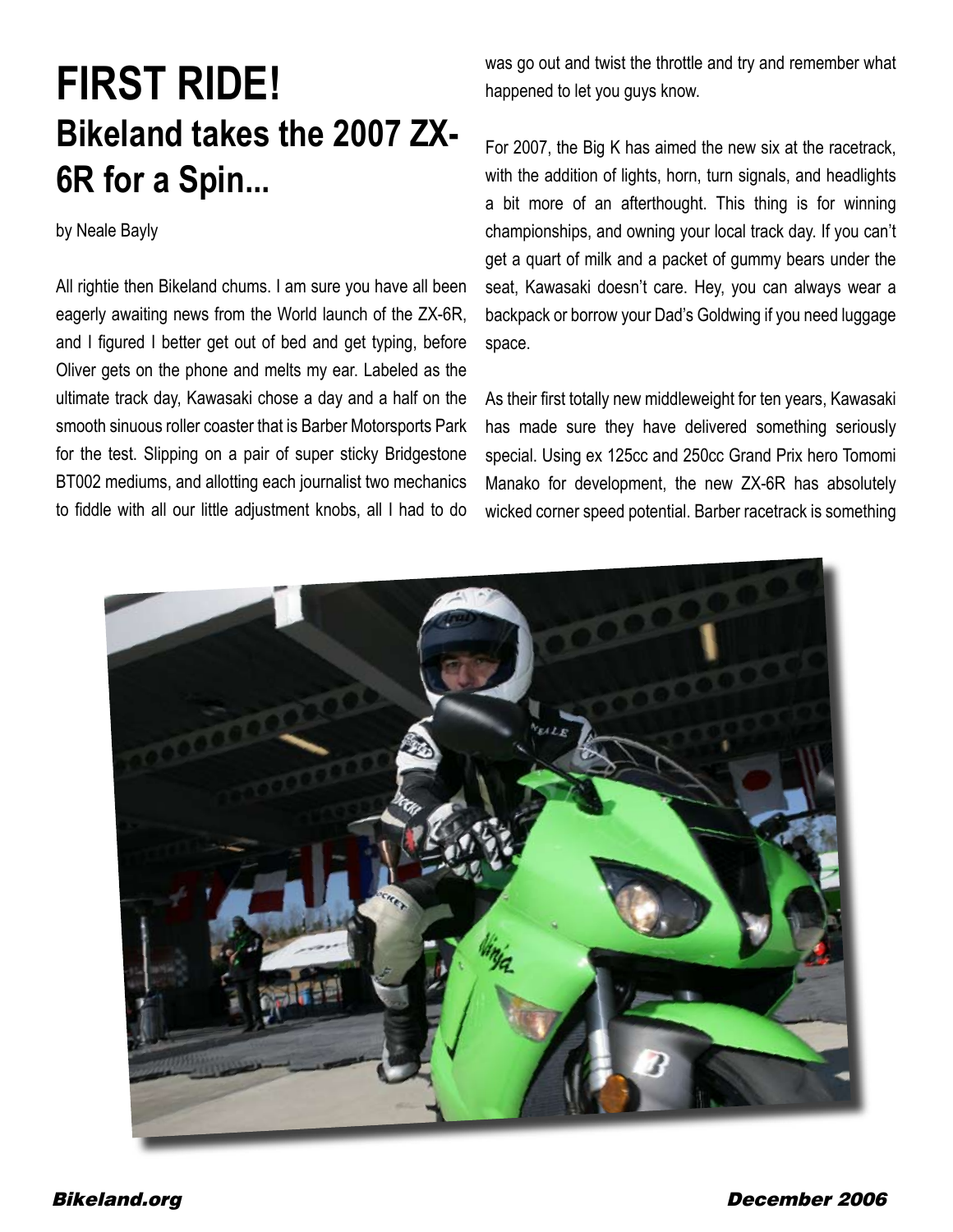# FIRST RIDE!

## Bikeland takes the 2007 ZX-6R for a Spin...

by Neale Bayly

All rightie then Bikeland chums. I am sure you have all been eagerly awaiting news from the World launch of the ZX-6R, and I figured I better get out of bed and get typing, before Oliver gets on the phone and melts my ear. Labeled as the ultimate track day, Kawasaki chose a day and a half on the smooth sinuous roller coaster that is Barber Motorsports Park for the test. Slipping on a pair of super sticky Bridgestone BT002 mediums, and allotting each journalist two mechanics to fiddle with all our little adjustment knobs, all I had to do was go out and twist the throttle and try and remember what happened to let you guys know.

For 2007, the Big K has aimed the new six at the racetrack, with the addition of lights, horn, turn signals, and headlights a bit more of an afterthought. This thing is for winning championships, and owning your local track day. If you can't get a quart of milk and a packet of gummy bears under the seat, Kawasaki doesn't care. Hey, you can always wear a backpack or borrow your Dad's Goldwing if you need luggage space.

As their first totally new middleweight for ten years, Kawasaki has made sure they have delivered something seriously special. Using ex 125cc and 250cc Grand Prix hero Tomomi Manako for development, the new ZX-6R has absolutely wicked corner speed potential. Barber racetrack is something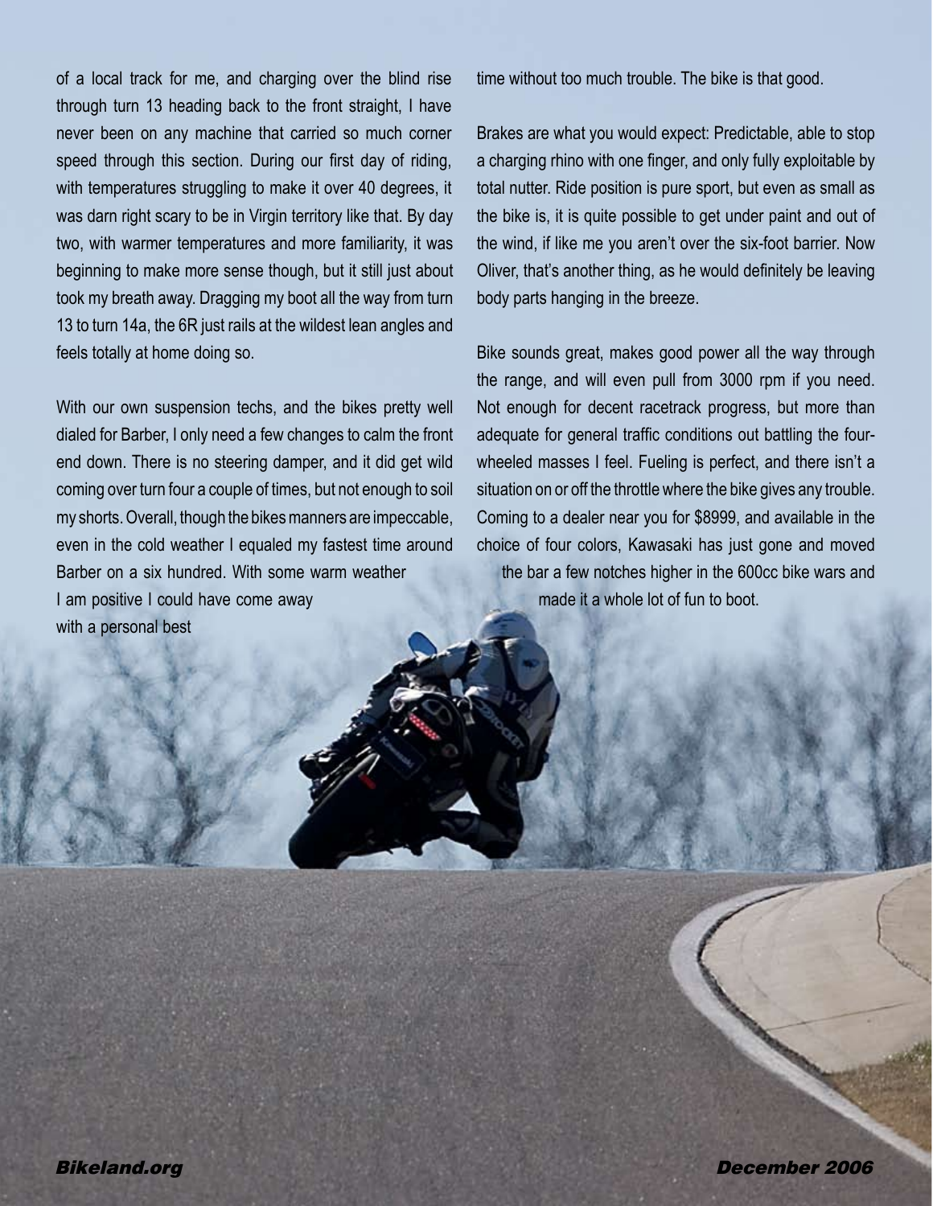of a local track for me, and charging over the blind rise through turn 13 heading back to the front straight, I have never been on any machine that carried so much corner speed through this section. During our first day of riding, with temperatures struggling to make it over 40 degrees, it was darn right scary to be in Virgin territory like that. By day two, with warmer temperatures and more familiarity, it was beginning to make more sense though, but it still just about took my breath away. Dragging my boot all the way from turn 13 to turn 14a, the 6R just rails at the wildest lean angles and feels totally at home doing so.

With our own suspension techs, and the bikes pretty well dialed for Barber, I only need a few changes to calm the front end down. There is no steering damper, and it did get wild coming over turn four a couple of times, but not enough to soil my shorts. Overall, though the bikes manners are impeccable, even in the cold weather I equaled my fastest time around Barber on a six hundred. With some warm weather I am positive I could have come away with a personal best time without too much trouble. The bike is that good.

Brakes are what you would expect: Predictable, able to stop a charging rhino with one finger, and only fully exploitable by total nutter. Ride position is pure sport, but even as small as the bike is, it is quite possible to get under paint and out of the wind, if like me you aren't over the six-foot barrier. Now Oliver, that's another thing, as he would definitely be leaving body parts hanging in the breeze.

Bike sounds great, makes good power all the way through the range, and will even pull from 3000 rpm if you need. Not enough for decent racetrack progress, but more than adequate for general traffic conditions out battling the four-wheeled masses I feel. Fueling is perfect, and there isn't a situation on or off the throttle where the bike gives any trouble. Coming to a dealer near you for $8999, and available in the choice of four colors, Kawasaki has just gone and moved the bar a few notches higher in the 600cc bike wars and made it a whole lot of fun to boot.